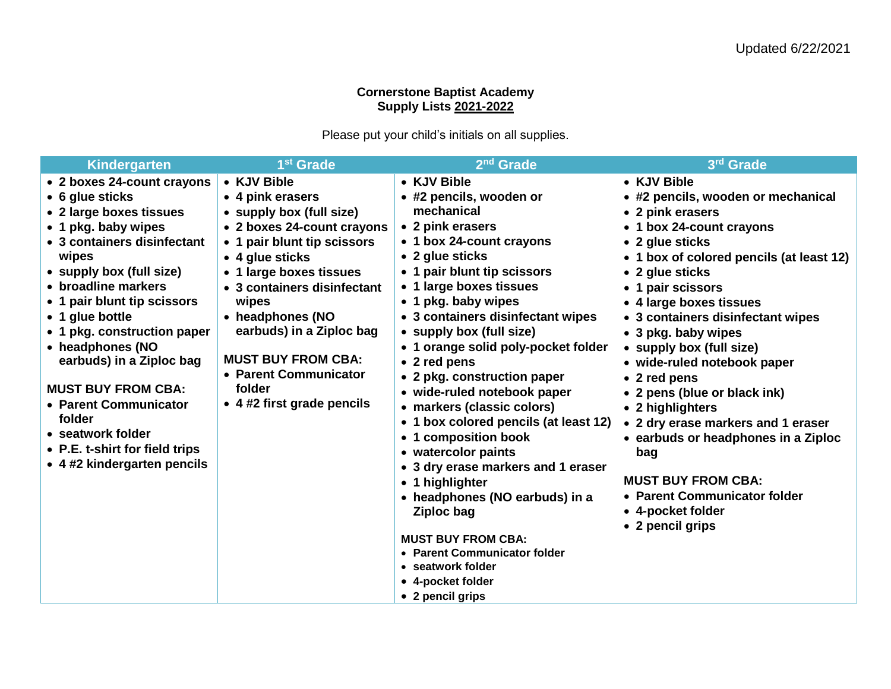Updated 6/22/2021

**Cornerstone Baptist Academy**
**Supply Lists 2021-2022**

Please put your child's initials on all supplies.

| Kindergarten | 1st Grade | 2nd Grade | 3rd Grade |
|---|---|---|---|
| • 2 boxes 24-count crayons<br>• 6 glue sticks<br>• 2 large boxes tissues<br>• 1 pkg. baby wipes<br>• 3 containers disinfectant wipes<br>• supply box (full size)<br>• broadline markers<br>• 1 pair blunt tip scissors<br>• 1 glue bottle<br>• 1 pkg. construction paper<br>• headphones (NO earbuds) in a Ziploc bag<br><br>**MUST BUY FROM CBA:**<br>• Parent Communicator folder<br>• seatwork folder<br>• P.E. t-shirt for field trips<br>• 4 #2 kindergarten pencils | • KJV Bible<br>• 4 pink erasers<br>• supply box (full size)<br>• 2 boxes 24-count crayons<br>• 1 pair blunt tip scissors<br>• 4 glue sticks<br>• 1 large boxes tissues<br>• 3 containers disinfectant wipes<br>• headphones (NO earbuds) in a Ziploc bag<br><br>**MUST BUY FROM CBA:**<br>• Parent Communicator folder<br>• 4 #2 first grade pencils | • KJV Bible<br>• #2 pencils, wooden or mechanical<br>• 2 pink erasers<br>• 1 box 24-count crayons<br>• 2 glue sticks<br>• 1 pair blunt tip scissors<br>• 1 large boxes tissues<br>• 1 pkg. baby wipes<br>• 3 containers disinfectant wipes<br>• supply box (full size)<br>• 1 orange solid poly-pocket folder<br>• 2 red pens<br>• 2 pkg. construction paper<br>• wide-ruled notebook paper<br>• markers (classic colors)<br>• 1 box colored pencils (at least 12)<br>• 1 composition book<br>• watercolor paints<br>• 3 dry erase markers and 1 eraser<br>• 1 highlighter<br>• headphones (NO earbuds) in a Ziploc bag<br><br>**MUST BUY FROM CBA:**<br>• Parent Communicator folder<br>• seatwork folder<br>• 4-pocket folder<br>• 2 pencil grips | • KJV Bible<br>• #2 pencils, wooden or mechanical<br>• 2 pink erasers<br>• 1 box 24-count crayons<br>• 2 glue sticks<br>• 1 box of colored pencils (at least 12)<br>• 2 glue sticks<br>• 1 pair scissors<br>• 4 large boxes tissues<br>• 3 containers disinfectant wipes<br>• 3 pkg. baby wipes<br>• supply box (full size)<br>• wide-ruled notebook paper<br>• 2 red pens<br>• 2 pens (blue or black ink)<br>• 2 highlighters<br>• 2 dry erase markers and 1 eraser<br>• earbuds or headphones in a Ziploc bag<br><br>**MUST BUY FROM CBA:**<br>• Parent Communicator folder<br>• 4-pocket folder<br>• 2 pencil grips |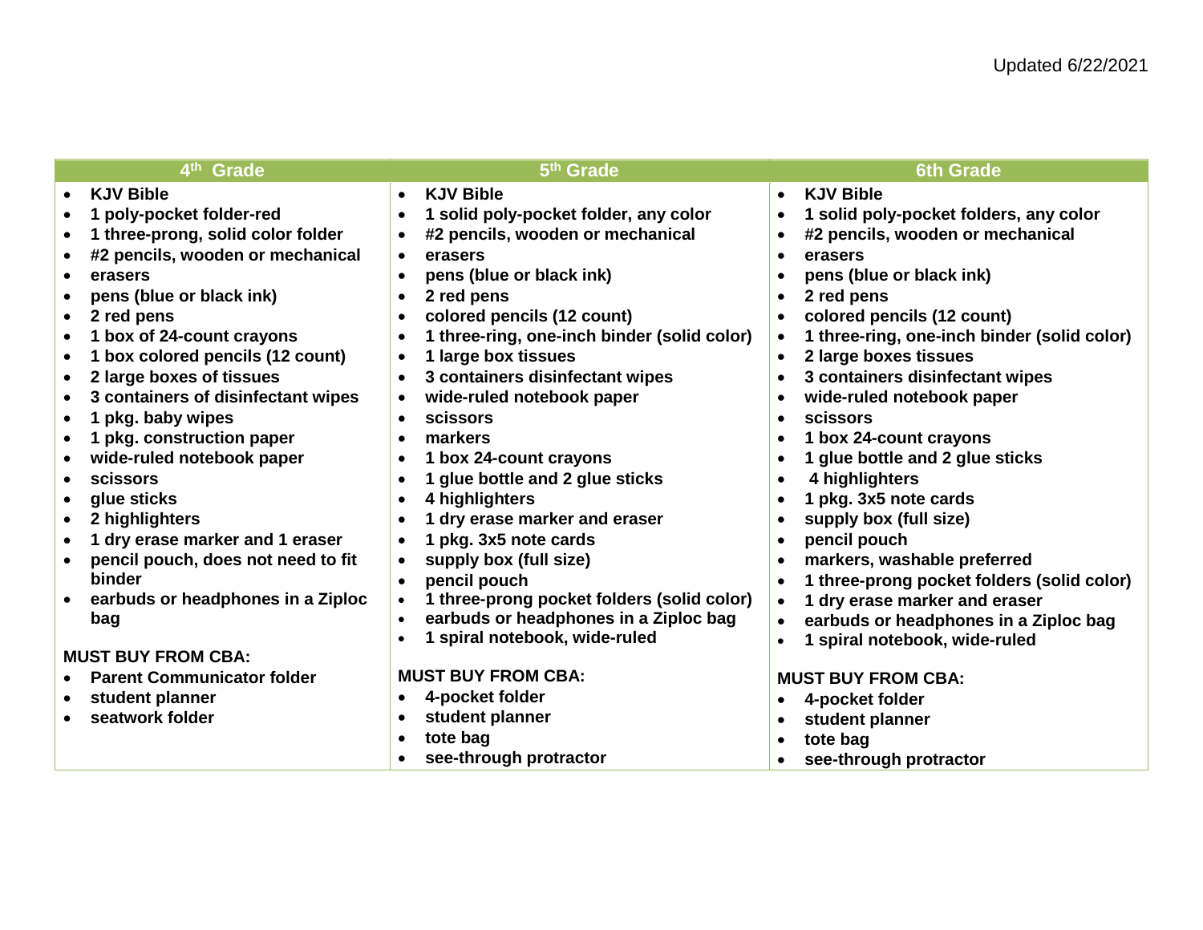Updated 6/22/2021

| 4th Grade | 5th Grade | 6th Grade |
|---|---|---|
| • KJV Bible<br>• 1 poly-pocket folder-red<br>• 1 three-prong, solid color folder<br>• #2 pencils, wooden or mechanical<br>• erasers<br>• pens (blue or black ink)<br>• 2 red pens<br>• 1 box of 24-count crayons<br>• 1 box colored pencils (12 count)<br>• 2 large boxes of tissues<br>• 3 containers of disinfectant wipes<br>• 1 pkg. baby wipes<br>• 1 pkg. construction paper<br>• wide-ruled notebook paper<br>• scissors<br>• glue sticks<br>• 2 highlighters<br>• 1 dry erase marker and 1 eraser<br>• pencil pouch, does not need to fit binder<br>• earbuds or headphones in a Ziploc bag<br><br>**MUST BUY FROM CBA:**<br>• Parent Communicator folder<br>• student planner<br>• seatwork folder | • KJV Bible<br>• 1 solid poly-pocket folder, any color<br>• #2 pencils, wooden or mechanical<br>• erasers<br>• pens (blue or black ink)<br>• 2 red pens<br>• colored pencils (12 count)<br>• 1 three-ring, one-inch binder (solid color)<br>• 1 large box tissues<br>• 3 containers disinfectant wipes<br>• wide-ruled notebook paper<br>• scissors<br>• markers<br>• 1 box 24-count crayons<br>• 1 glue bottle and 2 glue sticks<br>• 4 highlighters<br>• 1 dry erase marker and eraser<br>• 1 pkg. 3x5 note cards<br>• supply box (full size)<br>• pencil pouch<br>• 1 three-prong pocket folders (solid color)<br>• earbuds or headphones in a Ziploc bag<br>• 1 spiral notebook, wide-ruled<br><br>**MUST BUY FROM CBA:**<br>• 4-pocket folder<br>• student planner<br>• tote bag<br>• see-through protractor | • KJV Bible<br>• 1 solid poly-pocket folders, any color<br>• #2 pencils, wooden or mechanical<br>• erasers<br>• pens (blue or black ink)<br>• 2 red pens<br>• colored pencils (12 count)<br>• 1 three-ring, one-inch binder (solid color)<br>• 2 large boxes tissues<br>• 3 containers disinfectant wipes<br>• wide-ruled notebook paper<br>• scissors<br>• 1 box 24-count crayons<br>• 1 glue bottle and 2 glue sticks<br>• 4 highlighters<br>• 1 pkg. 3x5 note cards<br>• supply box (full size)<br>• pencil pouch<br>• markers, washable preferred<br>• 1 three-prong pocket folders (solid color)<br>• 1 dry erase marker and eraser<br>• earbuds or headphones in a Ziploc bag<br>• 1 spiral notebook, wide-ruled<br><br>**MUST BUY FROM CBA:**<br>• 4-pocket folder<br>• student planner<br>• tote bag<br>• see-through protractor |